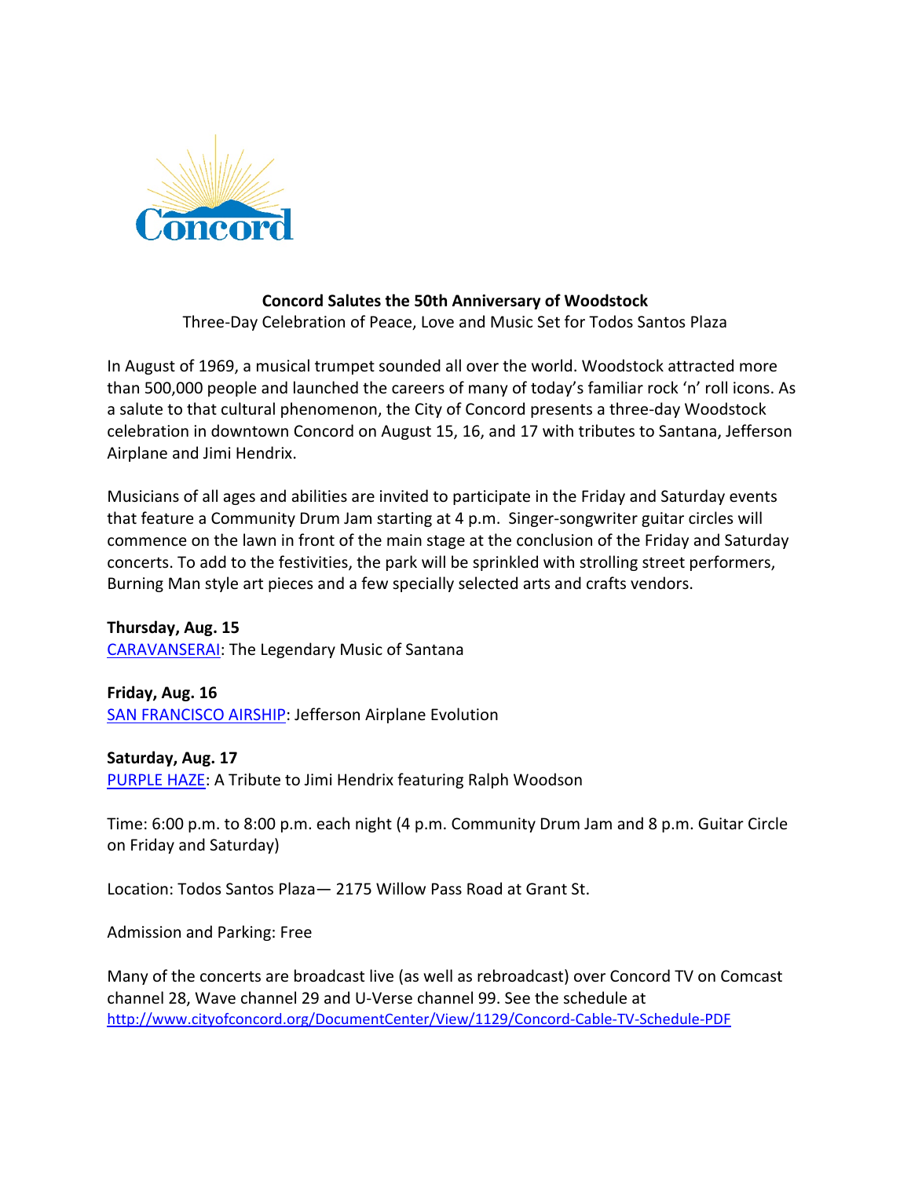Concord

**Concord Salutes the 50th Anniversary of Woodstock**

Three-Day Celebration of Peace, Love and Music Set for Todos Santos Plaza

In August of 1969, a musical trumpet sounded all over the world. Woodstock attracted more than 500,000 people and launched the careers of many of today's familiar rock 'n' roll icons. As a salute to that cultural phenomenon, the City of Concord presents a three-day Woodstock celebration in downtown Concord on August 15, 16, and 17 with tributes to Santana, Jefferson Airplane and Jimi Hendrix.

Musicians of all ages and abilities are invited to participate in the Friday and Saturday events that feature a Community Drum Jam starting at 4 p.m. Singer-songwriter guitar circles will commence on the lawn in front of the main stage at the conclusion of the Friday and Saturday concerts. To add to the festivities, the park will be sprinkled with strolling street performers, Burning Man style art pieces and a few specially selected arts and crafts vendors.

**Thursday, Aug. 15**
CARAVANSERAI: The Legendary Music of Santana

**Friday, Aug. 16**
SAN FRANCISCO AIRSHIP: Jefferson Airplane Evolution

**Saturday, Aug. 17**
PURPLE HAZE: A Tribute to Jimi Hendrix featuring Ralph Woodson

Time: 6:00 p.m. to 8:00 p.m. each night (4 p.m. Community Drum Jam and 8 p.m. Guitar Circle on Friday and Saturday)

Location: Todos Santos Plaza— 2175 Willow Pass Road at Grant St.

Admission and Parking: Free

Many of the concerts are broadcast live (as well as rebroadcast) over Concord TV on Comcast channel 28, Wave channel 29 and U-Verse channel 99. See the schedule at http://www.cityofconcord.org/DocumentCenter/View/1129/Concord-Cable-TV-Schedule-PDF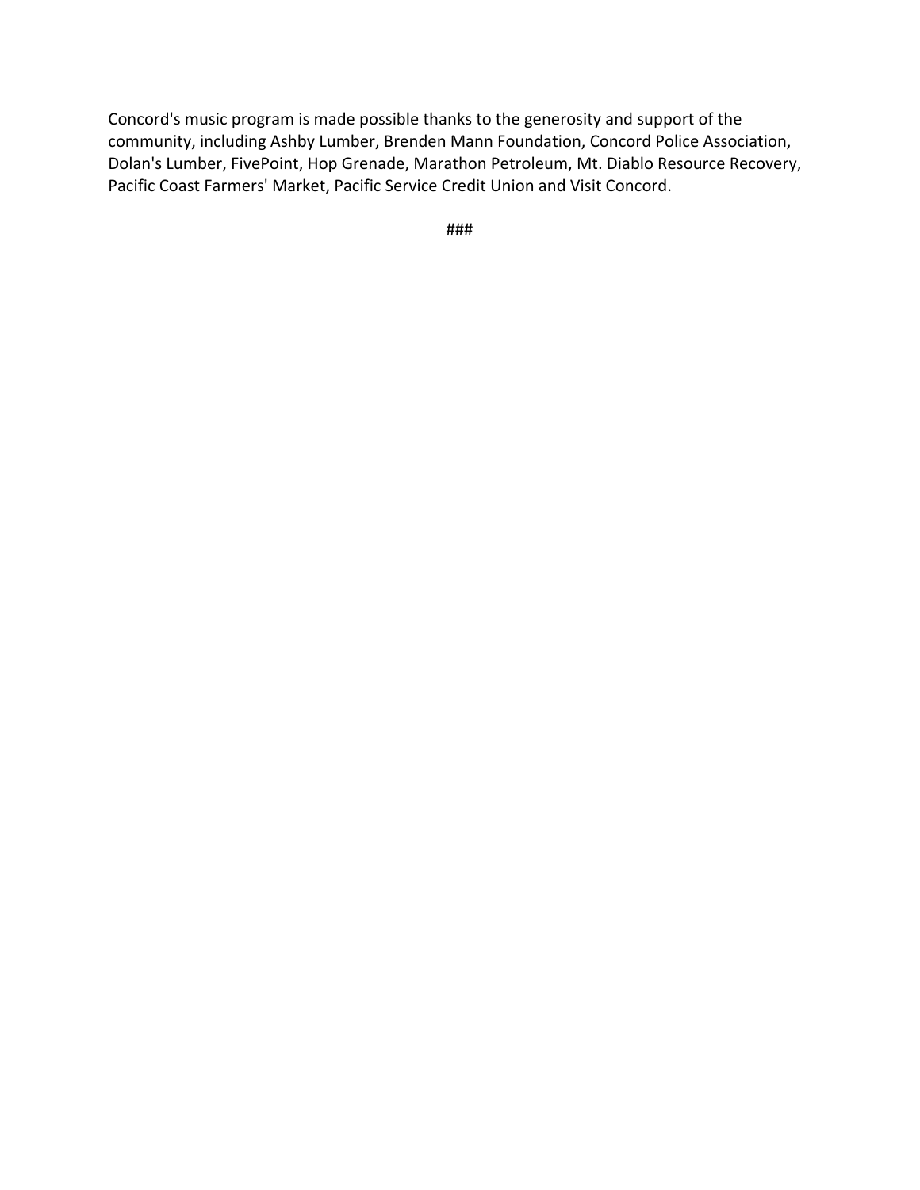Concord's music program is made possible thanks to the generosity and support of the community, including Ashby Lumber, Brenden Mann Foundation, Concord Police Association, Dolan's Lumber, FivePoint, Hop Grenade, Marathon Petroleum, Mt. Diablo Resource Recovery, Pacific Coast Farmers' Market, Pacific Service Credit Union and Visit Concord.

###